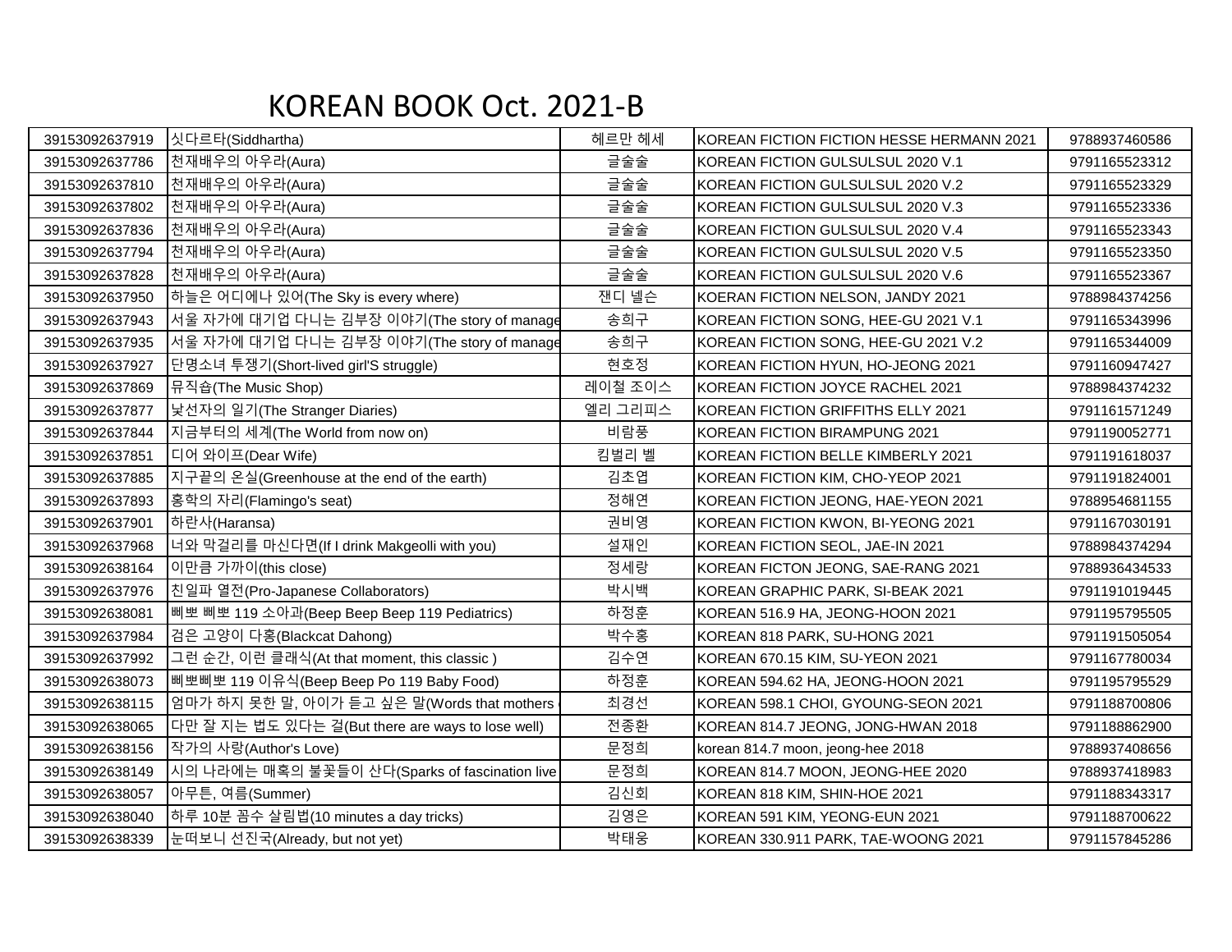# KOREAN BOOK Oct. 2021-B

| | | | | |
|---|---|---|---|---|
| 39153092637919 | 싯다르타(Siddhartha) | 헤르만 헤세 | KOREAN FICTION FICTION HESSE HERMANN 2021 | 9788937460586 |
| 39153092637786 | 천재배우의 아우라(Aura) | 글술술 | KOREAN FICTION GULSULSUL 2020 V.1 | 9791165523312 |
| 39153092637810 | 천재배우의 아우라(Aura) | 글술술 | KOREAN FICTION GULSULSUL 2020 V.2 | 9791165523329 |
| 39153092637802 | 천재배우의 아우라(Aura) | 글술술 | KOREAN FICTION GULSULSUL 2020 V.3 | 9791165523336 |
| 39153092637836 | 천재배우의 아우라(Aura) | 글술술 | KOREAN FICTION GULSULSUL 2020 V.4 | 9791165523343 |
| 39153092637794 | 천재배우의 아우라(Aura) | 글술술 | KOREAN FICTION GULSULSUL 2020 V.5 | 9791165523350 |
| 39153092637828 | 천재배우의 아우라(Aura) | 글술술 | KOREAN FICTION GULSULSUL 2020 V.6 | 9791165523367 |
| 39153092637950 | 하늘은 어디에나 있어(The Sky is every where) | 잰디 넬슨 | KOERAN FICTION NELSON, JANDY 2021 | 9788984374256 |
| 39153092637943 | 서울 자가에 대기업 다니는 김부장 이야기(The story of manage | 송희구 | KOREAN FICTION SONG, HEE-GU 2021 V.1 | 9791165343996 |
| 39153092637935 | 서울 자가에 대기업 다니는 김부장 이야기(The story of manage | 송희구 | KOREAN FICTION SONG, HEE-GU 2021 V.2 | 9791165344009 |
| 39153092637927 | 단명소녀 투쟁기(Short-lived girl'S struggle) | 현호정 | KOREAN FICTION HYUN, HO-JEONG 2021 | 9791160947427 |
| 39153092637869 | 뮤직숍(The Music Shop) | 레이철 조이스 | KOREAN FICTION JOYCE RACHEL 2021 | 9788984374232 |
| 39153092637877 | 낯선자의 일기(The Stranger Diaries) | 엘리 그리피스 | KOREAN FICTION GRIFFITHS ELLY 2021 | 9791161571249 |
| 39153092637844 | 지금부터의 세계(The World from now on) | 비람풍 | KOREAN FICTION BIRAMPUNG 2021 | 9791190052771 |
| 39153092637851 | 디어 와이프(Dear Wife) | 킴벌리 벨 | KOREAN FICTION BELLE KIMBERLY 2021 | 9791191618037 |
| 39153092637885 | 지구끝의 온실(Greenhouse at the end of the earth) | 김초엽 | KOREAN FICTION KIM, CHO-YEOP 2021 | 9791191824001 |
| 39153092637893 | 홍학의 자리(Flamingo's seat) | 정해연 | KOREAN FICTION JEONG, HAE-YEON 2021 | 9788954681155 |
| 39153092637901 | 하란사(Haransa) | 권비영 | KOREAN FICTION KWON, BI-YEONG 2021 | 9791167030191 |
| 39153092637968 | 너와 막걸리를 마신다면(If I drink Makgeolli with you) | 설재인 | KOREAN FICTION SEOL, JAE-IN 2021 | 9788984374294 |
| 39153092638164 | 이만큼 가까이(this close) | 정세랑 | KOREAN FICTON JEONG, SAE-RANG 2021 | 9788936434533 |
| 39153092637976 | 친일파 열전(Pro-Japanese Collaborators) | 박시백 | KOREAN GRAPHIC PARK, SI-BEAK 2021 | 9791191019445 |
| 39153092638081 | 삐뽀 삐뽀 119 소아과(Beep Beep Beep 119 Pediatrics) | 하정훈 | KOREAN 516.9 HA, JEONG-HOON 2021 | 9791195795505 |
| 39153092637984 | 검은 고양이 다홍(Blackcat Dahong) | 박수홍 | KOREAN 818 PARK, SU-HONG 2021 | 9791191505054 |
| 39153092637992 | 그런 순간, 이런 클래식(At that moment, this classic ) | 김수연 | KOREAN 670.15 KIM, SU-YEON 2021 | 9791167780034 |
| 39153092638073 | 삐뽀삐뽀 119 이유식(Beep Beep Po 119 Baby Food) | 하정훈 | KOREAN 594.62 HA, JEONG-HOON 2021 | 9791195795529 |
| 39153092638115 | 엄마가 하지 못한 말, 아이가 듣고 싶은 말(Words that mothers | 최경선 | KOREAN 598.1 CHOI, GYOUNG-SEON 2021 | 9791188700806 |
| 39153092638065 | 다만 잘 지는 법도 있다는 걸(But there are ways to lose well) | 전종환 | KOREAN 814.7 JEONG, JONG-HWAN 2018 | 9791188862900 |
| 39153092638156 | 작가의 사랑(Author's Love) | 문정희 | korean 814.7 moon, jeong-hee 2018 | 9788937408656 |
| 39153092638149 | 시의 나라에는 매혹의 불꽃들이 산다(Sparks of fascination live | 문정희 | KOREAN 814.7 MOON, JEONG-HEE 2020 | 9788937418983 |
| 39153092638057 | 아무튼, 여름(Summer) | 김신회 | KOREAN 818 KIM, SHIN-HOE 2021 | 9791188343317 |
| 39153092638040 | 하루 10분 꼼수 살림법(10 minutes a day tricks) | 김영은 | KOREAN 591 KIM, YEONG-EUN 2021 | 9791188700622 |
| 39153092638339 | 눈떠보니 선진국(Already, but not yet) | 박태웅 | KOREAN 330.911 PARK, TAE-WOONG 2021 | 9791157845286 |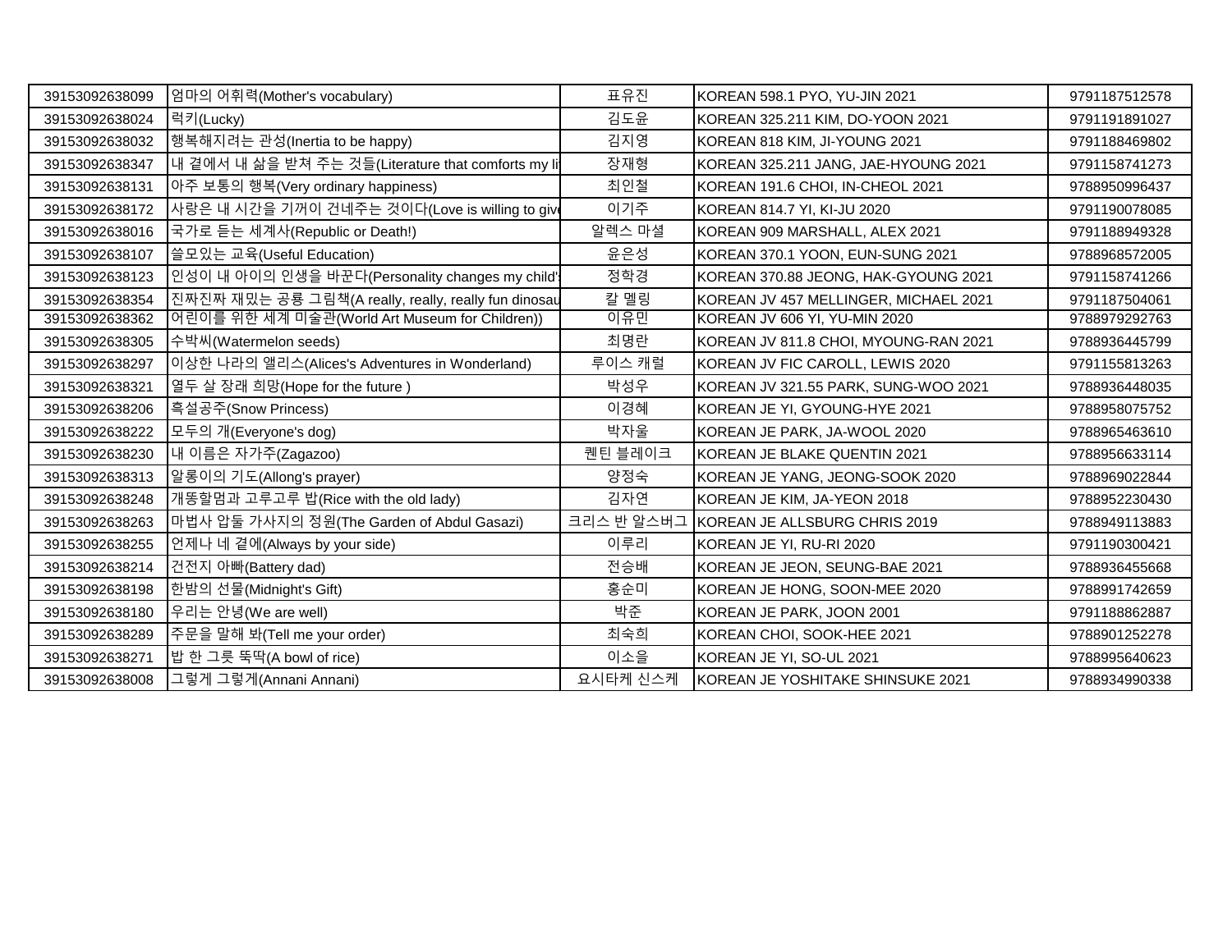| | | | | |
|---|---|---|---|---|
| 39153092638099 | 엄마의 어휘력(Mother's vocabulary) | 표유진 | KOREAN 598.1 PYO, YU-JIN 2021 | 9791187512578 |
| 39153092638024 | 럭키(Lucky) | 김도윤 | KOREAN 325.211 KIM, DO-YOON 2021 | 9791191891027 |
| 39153092638032 | 행복해지려는 관성(Inertia to be happy) | 김지영 | KOREAN 818 KIM, JI-YOUNG 2021 | 9791188469802 |
| 39153092638347 | 내 곁에서 내 삶을 받쳐 주는 것들(Literature that comforts my li | 장재형 | KOREAN 325.211 JANG, JAE-HYOUNG 2021 | 9791158741273 |
| 39153092638131 | 아주 보통의 행복(Very ordinary happiness) | 최인철 | KOREAN 191.6 CHOI, IN-CHEOL 2021 | 9788950996437 |
| 39153092638172 | 사랑은 내 시간을 기꺼이 건네주는 것이다(Love is willing to give | 이기주 | KOREAN 814.7 YI, KI-JU 2020 | 9791190078085 |
| 39153092638016 | 국가로 듣는 세계사(Republic or Death!) | 알렉스 마셜 | KOREAN 909 MARSHALL, ALEX 2021 | 9791188949328 |
| 39153092638107 | 쓸모있는 교육(Useful Education) | 윤은성 | KOREAN 370.1 YOON, EUN-SUNG 2021 | 9788968572005 |
| 39153092638123 | 인성이 내 아이의 인생을 바꾼다(Personality changes my child's | 정학경 | KOREAN 370.88 JEONG, HAK-GYOUNG 2021 | 9791158741266 |
| 39153092638354 | 진짜진짜 재밌는 공룡 그림책(A really, really, really fun dinosau | 칼 멜링 | KOREAN JV 457 MELLINGER, MICHAEL 2021 | 9791187504061 |
| 39153092638362 | 어린이를 위한 세계 미술관(World Art Museum for Children)) | 이유민 | KOREAN JV 606 YI, YU-MIN 2020 | 9788979292763 |
| 39153092638305 | 수박씨(Watermelon seeds) | 최명란 | KOREAN JV 811.8 CHOI, MYOUNG-RAN 2021 | 9788936445799 |
| 39153092638297 | 이상한 나라의 앨리스(Alices's Adventures in Wonderland) | 루이스 캐럴 | KOREAN JV FIC CAROLL, LEWIS 2020 | 9791155813263 |
| 39153092638321 | 열두 살 장래 희망(Hope for the future ) | 박성우 | KOREAN JV 321.55 PARK, SUNG-WOO 2021 | 9788936448035 |
| 39153092638206 | 흑설공주(Snow Princess) | 이경혜 | KOREAN JE YI, GYOUNG-HYE 2021 | 9788958075752 |
| 39153092638222 | 모두의 개(Everyone's dog) | 박자울 | KOREAN JE PARK, JA-WOOL 2020 | 9788965463610 |
| 39153092638230 | 내 이름은 자가주(Zagazoo) | 퀜틴 블레이크 | KOREAN JE BLAKE QUENTIN 2021 | 9788956633114 |
| 39153092638313 | 알롱이의 기도(Allong's prayer) | 양정숙 | KOREAN JE YANG, JEONG-SOOK 2020 | 9788969022844 |
| 39153092638248 | 개똥할멈과 고루고루 밥(Rice with the old lady) | 김자연 | KOREAN JE KIM, JA-YEON 2018 | 9788952230430 |
| 39153092638263 | 마법사 압둘 가사지의 정원(The Garden of Abdul Gasazi) | 크리스 반 알스버그 | KOREAN JE ALLSBURG CHRIS 2019 | 9788949113883 |
| 39153092638255 | 언제나 네 곁에(Always by your side) | 이루리 | KOREAN JE YI, RU-RI 2020 | 9791190300421 |
| 39153092638214 | 건전지 아빠(Battery dad) | 전승배 | KOREAN JE JEON, SEUNG-BAE 2021 | 9788936455668 |
| 39153092638198 | 한밤의 선물(Midnight's Gift) | 홍순미 | KOREAN JE HONG, SOON-MEE 2020 | 9788991742659 |
| 39153092638180 | 우리는 안녕(We are well) | 박준 | KOREAN JE PARK, JOON 2001 | 9791188862887 |
| 39153092638289 | 주문을 말해 봐(Tell me your order) | 최숙희 | KOREAN CHOI, SOOK-HEE 2021 | 9788901252278 |
| 39153092638271 | 밥 한 그릇 뚝딱(A bowl of rice) | 이소을 | KOREAN JE YI, SO-UL 2021 | 9788995640623 |
| 39153092638008 | 그렇게 그렇게(Annani Annani) | 요시타케 신스케 | KOREAN JE YOSHITAKE SHINSUKE 2021 | 9788934990338 |